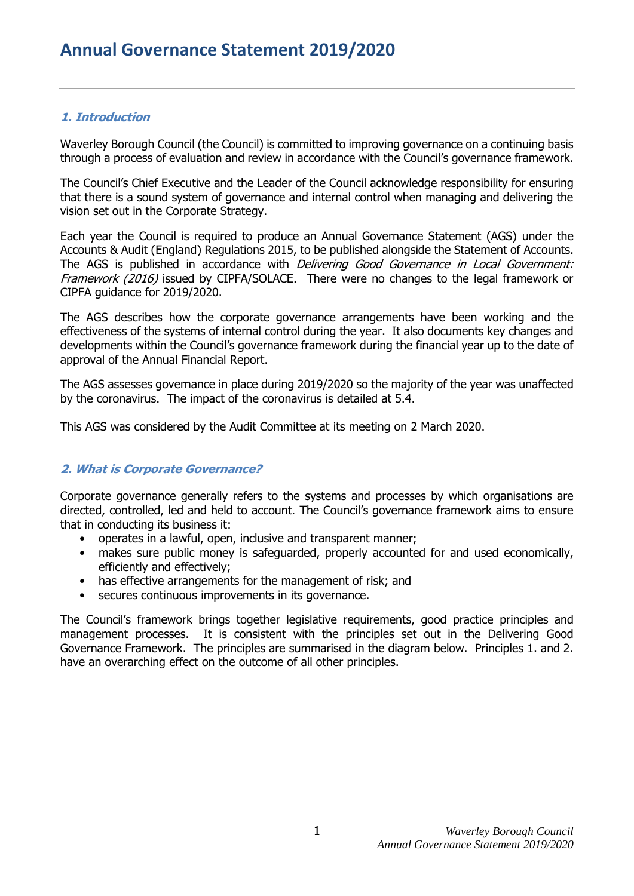# Annual Governance Statement 2019/2020

## *1. Introduction*

Waverley Borough Council (the Council) is committed to improving governance on a continuing basis through a process of evaluation and review in accordance with the Council's governance framework.

The Council's Chief Executive and the Leader of the Council acknowledge responsibility for ensuring that there is a sound system of governance and internal control when managing and delivering the vision set out in the Corporate Strategy.

Each year the Council is required to produce an Annual Governance Statement (AGS) under the Accounts & Audit (England) Regulations 2015, to be published alongside the Statement of Accounts. The AGS is published in accordance with *Delivering Good Governance in Local Government: Framework (2016)* issued by CIPFA/SOLACE. There were no changes to the legal framework or CIPFA guidance for 2019/2020.

The AGS describes how the corporate governance arrangements have been working and the effectiveness of the systems of internal control during the year. It also documents key changes and developments within the Council's governance framework during the financial year up to the date of approval of the Annual Financial Report.

The AGS assesses governance in place during 2019/2020 so the majority of the year was unaffected by the coronavirus. The impact of the coronavirus is detailed at 5.4.

This AGS was considered by the Audit Committee at its meeting on 2 March 2020.

## *2. What is Corporate Governance?*

Corporate governance generally refers to the systems and processes by which organisations are directed, controlled, led and held to account. The Council's governance framework aims to ensure that in conducting its business it:

- operates in a lawful, open, inclusive and transparent manner;
- makes sure public money is safeguarded, properly accounted for and used economically, efficiently and effectively;
- has effective arrangements for the management of risk; and
- secures continuous improvements in its governance.

The Council's framework brings together legislative requirements, good practice principles and management processes. It is consistent with the principles set out in the Delivering Good Governance Framework. The principles are summarised in the diagram below. Principles 1. and 2. have an overarching effect on the outcome of all other principles.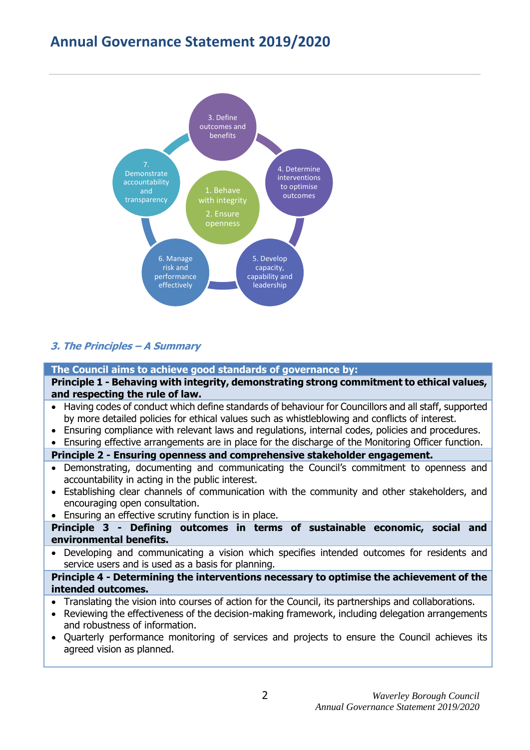# Annual Governance Statement 2019/2020

3. Define outcomes and benefits

4. Determine interventions to optimise outcomes

5. Develop capacity, capability and leadership

6. Manage risk and performance effectively

7. Demonstrate accountability and transparency

1. Behave with integrity

2. Ensure openness

### *3. The Principles – A Summary*

**The Council aims to achieve good standards of governance by:**

**Principle 1 - Behaving with integrity, demonstrating strong commitment to ethical values, and respecting the rule of law.**

- Having codes of conduct which define standards of behaviour for Councillors and all staff, supported by more detailed policies for ethical values such as whistleblowing and conflicts of interest.
- Ensuring compliance with relevant laws and regulations, internal codes, policies and procedures.
- Ensuring effective arrangements are in place for the discharge of the Monitoring Officer function.

**Principle 2 - Ensuring openness and comprehensive stakeholder engagement.**

- Demonstrating, documenting and communicating the Council's commitment to openness and accountability in acting in the public interest.
- Establishing clear channels of communication with the community and other stakeholders, and encouraging open consultation.
- Ensuring an effective scrutiny function is in place.

**Principle 3 - Defining outcomes in terms of sustainable economic, social and environmental benefits.**

- Developing and communicating a vision which specifies intended outcomes for residents and service users and is used as a basis for planning.

**Principle 4 - Determining the interventions necessary to optimise the achievement of the intended outcomes.**

- Translating the vision into courses of action for the Council, its partnerships and collaborations.
- Reviewing the effectiveness of the decision-making framework, including delegation arrangements and robustness of information.
- Quarterly performance monitoring of services and projects to ensure the Council achieves its agreed vision as planned.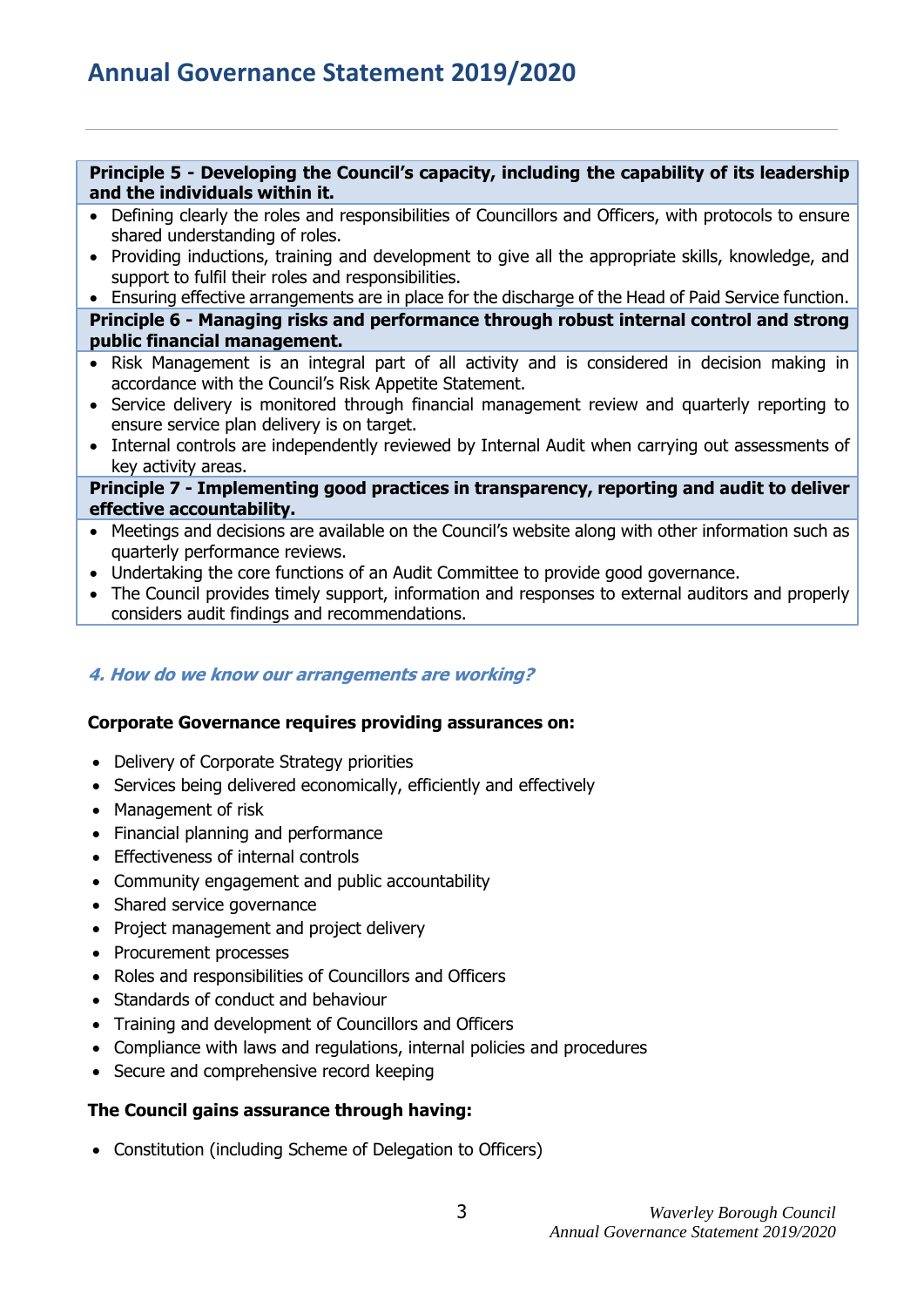| Principle 5 - Developing the Council's capacity, including the capability of its leadership and the individuals within it. |
| --- |
| • Defining clearly the roles and responsibilities of Councillors and Officers, with protocols to ensure shared understanding of roles.<br>• Providing inductions, training and development to give all the appropriate skills, knowledge, and support to fulfil their roles and responsibilities.<br>• Ensuring effective arrangements are in place for the discharge of the Head of Paid Service function. |
| **Principle 6 - Managing risks and performance through robust internal control and strong public financial management.** |
| • Risk Management is an integral part of all activity and is considered in decision making in accordance with the Council's Risk Appetite Statement.<br>• Service delivery is monitored through financial management review and quarterly reporting to ensure service plan delivery is on target.<br>• Internal controls are independently reviewed by Internal Audit when carrying out assessments of key activity areas. |
| **Principle 7 - Implementing good practices in transparency, reporting and audit to deliver effective accountability.** |
| • Meetings and decisions are available on the Council's website along with other information such as quarterly performance reviews.<br>• Undertaking the core functions of an Audit Committee to provide good governance.<br>• The Council provides timely support, information and responses to external auditors and properly considers audit findings and recommendations. |

### *4. How do we know our arrangements are working?*

**Corporate Governance requires providing assurances on:**

- Delivery of Corporate Strategy priorities
- Services being delivered economically, efficiently and effectively
- Management of risk
- Financial planning and performance
- Effectiveness of internal controls
- Community engagement and public accountability
- Shared service governance
- Project management and project delivery
- Procurement processes
- Roles and responsibilities of Councillors and Officers
- Standards of conduct and behaviour
- Training and development of Councillors and Officers
- Compliance with laws and regulations, internal policies and procedures
- Secure and comprehensive record keeping

**The Council gains assurance through having:**

- Constitution (including Scheme of Delegation to Officers)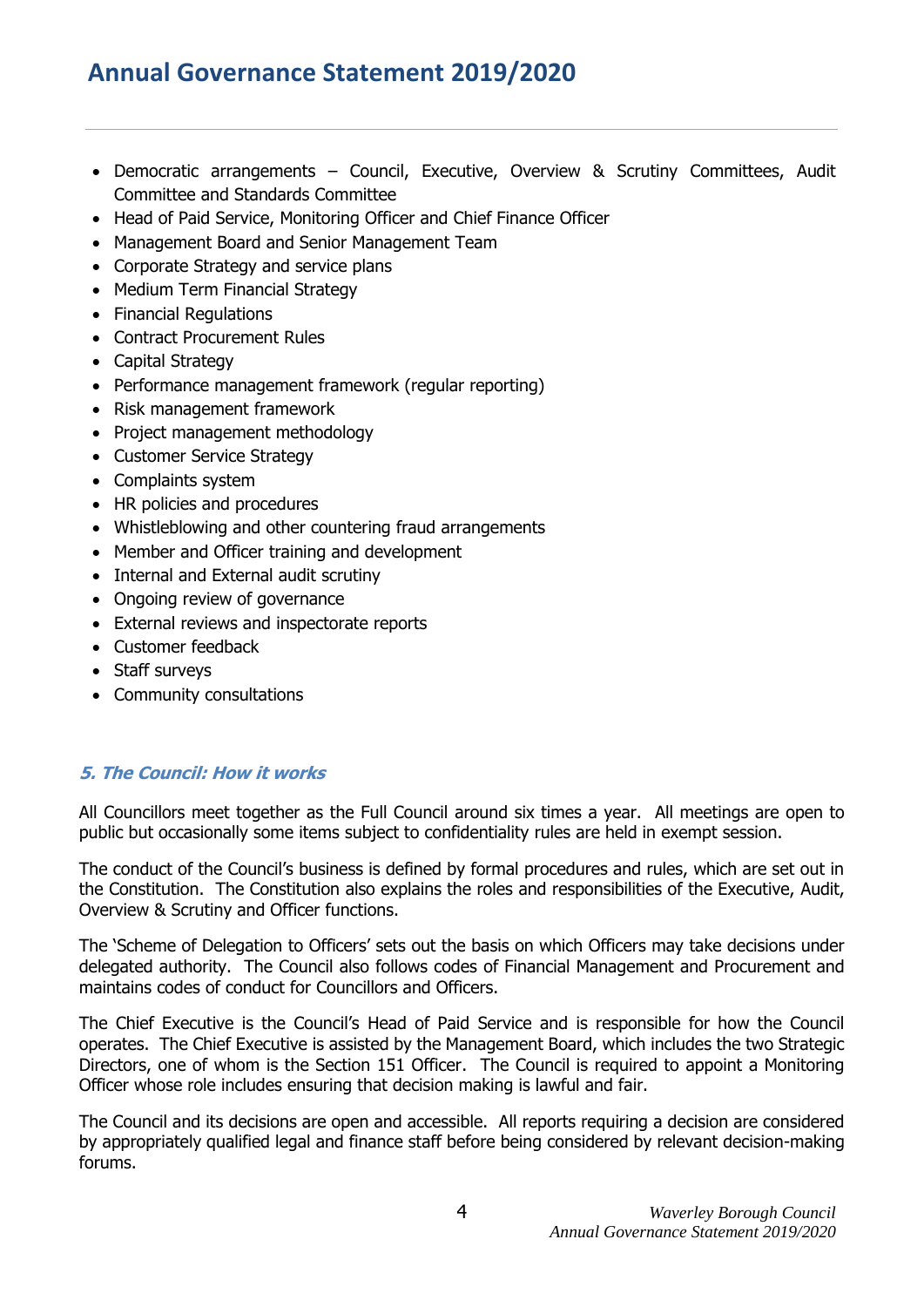- Democratic arrangements – Council, Executive, Overview & Scrutiny Committees, Audit Committee and Standards Committee
- Head of Paid Service, Monitoring Officer and Chief Finance Officer
- Management Board and Senior Management Team
- Corporate Strategy and service plans
- Medium Term Financial Strategy
- Financial Regulations
- Contract Procurement Rules
- Capital Strategy
- Performance management framework (regular reporting)
- Risk management framework
- Project management methodology
- Customer Service Strategy
- Complaints system
- HR policies and procedures
- Whistleblowing and other countering fraud arrangements
- Member and Officer training and development
- Internal and External audit scrutiny
- Ongoing review of governance
- External reviews and inspectorate reports
- Customer feedback
- Staff surveys
- Community consultations

### *5. The Council: How it works*

All Councillors meet together as the Full Council around six times a year. All meetings are open to public but occasionally some items subject to confidentiality rules are held in exempt session.

The conduct of the Council's business is defined by formal procedures and rules, which are set out in the Constitution. The Constitution also explains the roles and responsibilities of the Executive, Audit, Overview & Scrutiny and Officer functions.

The 'Scheme of Delegation to Officers' sets out the basis on which Officers may take decisions under delegated authority. The Council also follows codes of Financial Management and Procurement and maintains codes of conduct for Councillors and Officers.

The Chief Executive is the Council's Head of Paid Service and is responsible for how the Council operates. The Chief Executive is assisted by the Management Board, which includes the two Strategic Directors, one of whom is the Section 151 Officer. The Council is required to appoint a Monitoring Officer whose role includes ensuring that decision making is lawful and fair.

The Council and its decisions are open and accessible. All reports requiring a decision are considered by appropriately qualified legal and finance staff before being considered by relevant decision-making forums.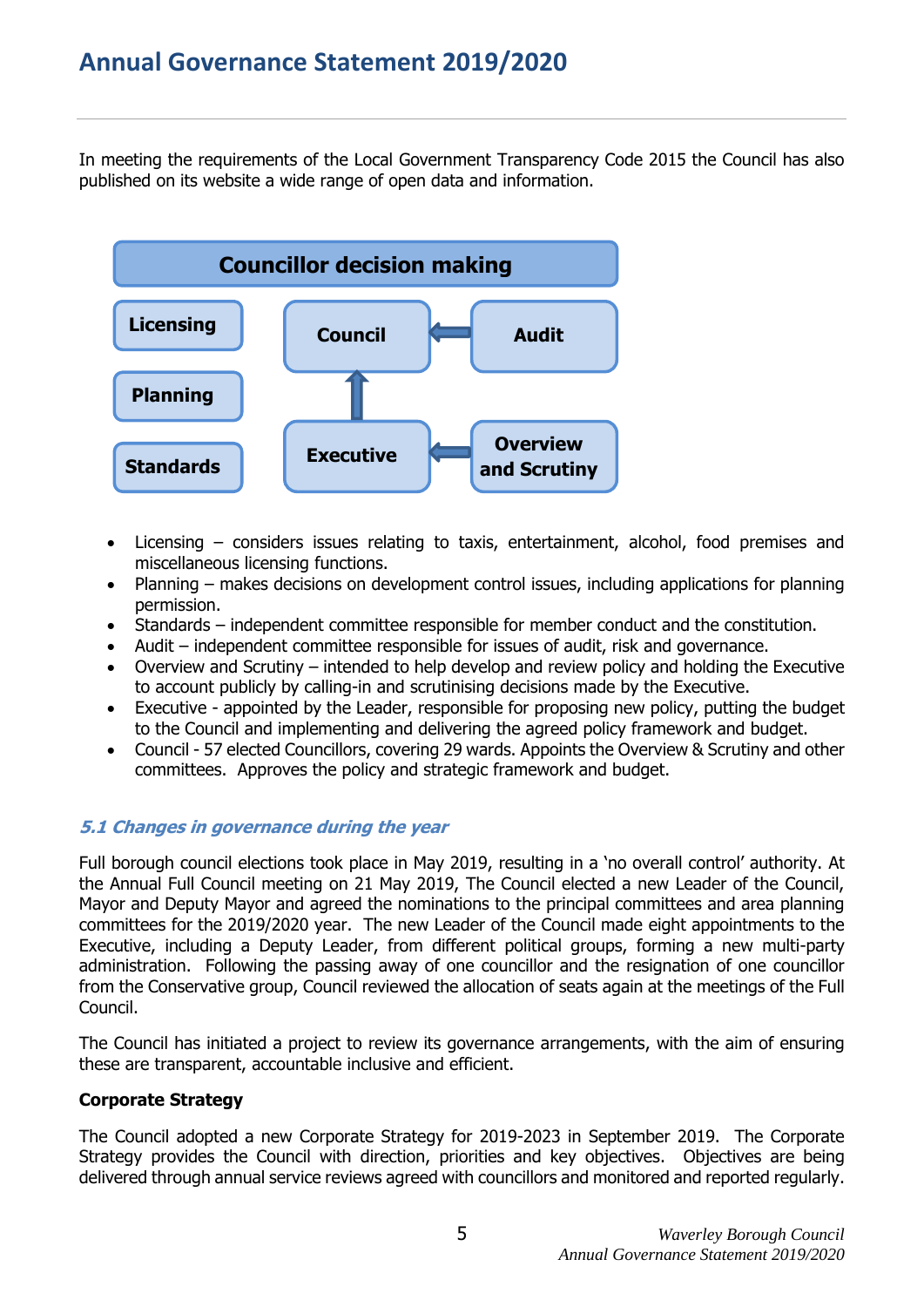In meeting the requirements of the Local Government Transparency Code 2015 the Council has also published on its website a wide range of open data and information.

**Councillor decision making**

**Licensing** | **Council** | **Audit**

**Planning**

**Standards** | **Executive** | **Overview and Scrutiny**

- Licensing – considers issues relating to taxis, entertainment, alcohol, food premises and miscellaneous licensing functions.
- Planning – makes decisions on development control issues, including applications for planning permission.
- Standards – independent committee responsible for member conduct and the constitution.
- Audit – independent committee responsible for issues of audit, risk and governance.
- Overview and Scrutiny – intended to help develop and review policy and holding the Executive to account publicly by calling-in and scrutinising decisions made by the Executive.
- Executive - appointed by the Leader, responsible for proposing new policy, putting the budget to the Council and implementing and delivering the agreed policy framework and budget.
- Council - 57 elected Councillors, covering 29 wards. Appoints the Overview & Scrutiny and other committees. Approves the policy and strategic framework and budget.

### *5.1 Changes in governance during the year*

Full borough council elections took place in May 2019, resulting in a 'no overall control' authority. At the Annual Full Council meeting on 21 May 2019, The Council elected a new Leader of the Council, Mayor and Deputy Mayor and agreed the nominations to the principal committees and area planning committees for the 2019/2020 year. The new Leader of the Council made eight appointments to the Executive, including a Deputy Leader, from different political groups, forming a new multi-party administration. Following the passing away of one councillor and the resignation of one councillor from the Conservative group, Council reviewed the allocation of seats again at the meetings of the Full Council.

The Council has initiated a project to review its governance arrangements, with the aim of ensuring these are transparent, accountable inclusive and efficient.

**Corporate Strategy**

The Council adopted a new Corporate Strategy for 2019-2023 in September 2019. The Corporate Strategy provides the Council with direction, priorities and key objectives. Objectives are being delivered through annual service reviews agreed with councillors and monitored and reported regularly.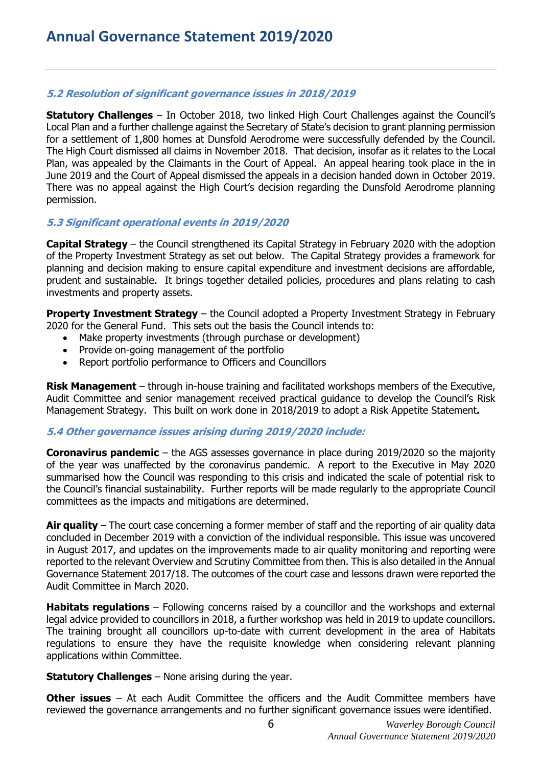### *5.2 Resolution of significant governance issues in 2018/2019*

**Statutory Challenges** – In October 2018, two linked High Court Challenges against the Council's Local Plan and a further challenge against the Secretary of State's decision to grant planning permission for a settlement of 1,800 homes at Dunsfold Aerodrome were successfully defended by the Council. The High Court dismissed all claims in November 2018. That decision, insofar as it relates to the Local Plan, was appealed by the Claimants in the Court of Appeal. An appeal hearing took place in the in June 2019 and the Court of Appeal dismissed the appeals in a decision handed down in October 2019. There was no appeal against the High Court's decision regarding the Dunsfold Aerodrome planning permission.

### *5.3 Significant operational events in 2019/2020*

**Capital Strategy** – the Council strengthened its Capital Strategy in February 2020 with the adoption of the Property Investment Strategy as set out below. The Capital Strategy provides a framework for planning and decision making to ensure capital expenditure and investment decisions are affordable, prudent and sustainable. It brings together detailed policies, procedures and plans relating to cash investments and property assets.

**Property Investment Strategy** – the Council adopted a Property Investment Strategy in February 2020 for the General Fund. This sets out the basis the Council intends to:

- Make property investments (through purchase or development)
- Provide on-going management of the portfolio
- Report portfolio performance to Officers and Councillors

**Risk Management** – through in-house training and facilitated workshops members of the Executive, Audit Committee and senior management received practical guidance to develop the Council's Risk Management Strategy. This built on work done in 2018/2019 to adopt a Risk Appetite Statement**.**

### *5.4 Other governance issues arising during 2019/2020 include:*

**Coronavirus pandemic** – the AGS assesses governance in place during 2019/2020 so the majority of the year was unaffected by the coronavirus pandemic. A report to the Executive in May 2020 summarised how the Council was responding to this crisis and indicated the scale of potential risk to the Council's financial sustainability. Further reports will be made regularly to the appropriate Council committees as the impacts and mitigations are determined.

**Air quality** – The court case concerning a former member of staff and the reporting of air quality data concluded in December 2019 with a conviction of the individual responsible. This issue was uncovered in August 2017, and updates on the improvements made to air quality monitoring and reporting were reported to the relevant Overview and Scrutiny Committee from then. This is also detailed in the Annual Governance Statement 2017/18. The outcomes of the court case and lessons drawn were reported the Audit Committee in March 2020.

**Habitats regulations** – Following concerns raised by a councillor and the workshops and external legal advice provided to councillors in 2018, a further workshop was held in 2019 to update councillors. The training brought all councillors up-to-date with current development in the area of Habitats regulations to ensure they have the requisite knowledge when considering relevant planning applications within Committee.

**Statutory Challenges** – None arising during the year.

**Other issues** – At each Audit Committee the officers and the Audit Committee members have reviewed the governance arrangements and no further significant governance issues were identified.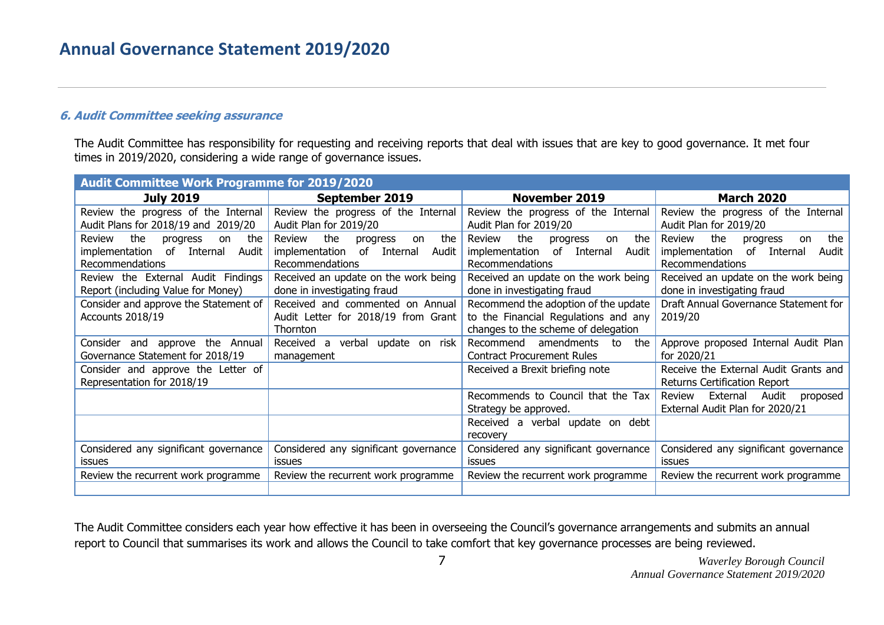# Annual Governance Statement 2019/2020

### *6. Audit Committee seeking assurance*

The Audit Committee has responsibility for requesting and receiving reports that deal with issues that are key to good governance. It met four times in 2019/2020, considering a wide range of governance issues.

| **Audit Committee Work Programme for 2019/2020** | | | |
|---|---|---|---|
| **July 2019** | **September 2019** | **November 2019** | **March 2020** |
| Review the progress of the Internal Audit Plans for 2018/19 and 2019/20 | Review the progress of the Internal Audit Plan for 2019/20 | Review the progress of the Internal Audit Plan for 2019/20 | Review the progress of the Internal Audit Plan for 2019/20 |
| Review the progress on the implementation of Internal Audit Recommendations | Review the progress on the implementation of Internal Audit Recommendations | Review the progress on the implementation of Internal Audit Recommendations | Review the progress on the implementation of Internal Audit Recommendations |
| Review the External Audit Findings Report (including Value for Money) | Received an update on the work being done in investigating fraud | Received an update on the work being done in investigating fraud | Received an update on the work being done in investigating fraud |
| Consider and approve the Statement of Accounts 2018/19 | Received and commented on Annual Audit Letter for 2018/19 from Grant Thornton | Recommend the adoption of the update to the Financial Regulations and any changes to the scheme of delegation | Draft Annual Governance Statement for 2019/20 |
| Consider and approve the Annual Governance Statement for 2018/19 | Received a verbal update on risk management | Recommend amendments to the Contract Procurement Rules | Approve proposed Internal Audit Plan for 2020/21 |
| Consider and approve the Letter of Representation for 2018/19 | | Received a Brexit briefing note | Receive the External Audit Grants and Returns Certification Report |
| | | Recommends to Council that the Tax Strategy be approved. | Review External Audit proposed External Audit Plan for 2020/21 |
| | | Received a verbal update on debt recovery | |
| Considered any significant governance issues | Considered any significant governance issues | Considered any significant governance issues | Considered any significant governance issues |
| Review the recurrent work programme | Review the recurrent work programme | Review the recurrent work programme | Review the recurrent work programme |
| | | | |

The Audit Committee considers each year how effective it has been in overseeing the Council's governance arrangements and submits an annual report to Council that summarises its work and allows the Council to take comfort that key governance processes are being reviewed.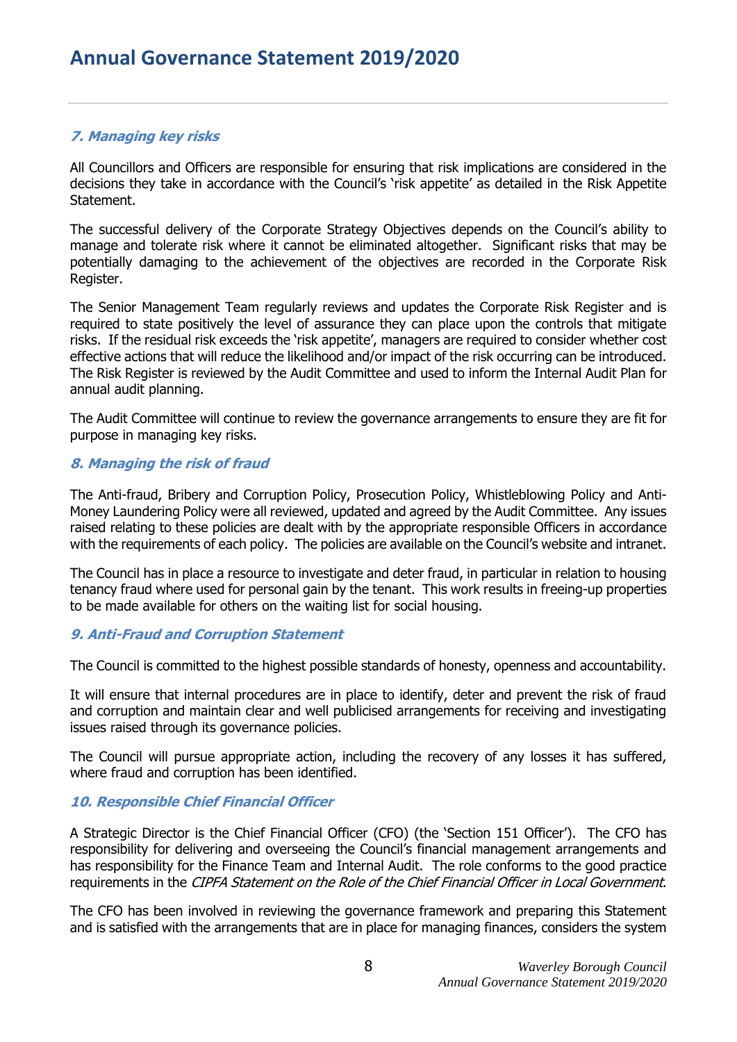### *7. Managing key risks*

All Councillors and Officers are responsible for ensuring that risk implications are considered in the decisions they take in accordance with the Council's 'risk appetite' as detailed in the Risk Appetite Statement.

The successful delivery of the Corporate Strategy Objectives depends on the Council's ability to manage and tolerate risk where it cannot be eliminated altogether. Significant risks that may be potentially damaging to the achievement of the objectives are recorded in the Corporate Risk Register.

The Senior Management Team regularly reviews and updates the Corporate Risk Register and is required to state positively the level of assurance they can place upon the controls that mitigate risks. If the residual risk exceeds the 'risk appetite', managers are required to consider whether cost effective actions that will reduce the likelihood and/or impact of the risk occurring can be introduced. The Risk Register is reviewed by the Audit Committee and used to inform the Internal Audit Plan for annual audit planning.

The Audit Committee will continue to review the governance arrangements to ensure they are fit for purpose in managing key risks.

### *8. Managing the risk of fraud*

The Anti-fraud, Bribery and Corruption Policy, Prosecution Policy, Whistleblowing Policy and Anti-Money Laundering Policy were all reviewed, updated and agreed by the Audit Committee. Any issues raised relating to these policies are dealt with by the appropriate responsible Officers in accordance with the requirements of each policy. The policies are available on the Council's website and intranet.

The Council has in place a resource to investigate and deter fraud, in particular in relation to housing tenancy fraud where used for personal gain by the tenant. This work results in freeing-up properties to be made available for others on the waiting list for social housing.

### *9. Anti-Fraud and Corruption Statement*

The Council is committed to the highest possible standards of honesty, openness and accountability.

It will ensure that internal procedures are in place to identify, deter and prevent the risk of fraud and corruption and maintain clear and well publicised arrangements for receiving and investigating issues raised through its governance policies.

The Council will pursue appropriate action, including the recovery of any losses it has suffered, where fraud and corruption has been identified.

### *10. Responsible Chief Financial Officer*

A Strategic Director is the Chief Financial Officer (CFO) (the 'Section 151 Officer'). The CFO has responsibility for delivering and overseeing the Council's financial management arrangements and has responsibility for the Finance Team and Internal Audit. The role conforms to the good practice requirements in the *CIPFA Statement on the Role of the Chief Financial Officer in Local Government*.

The CFO has been involved in reviewing the governance framework and preparing this Statement and is satisfied with the arrangements that are in place for managing finances, considers the system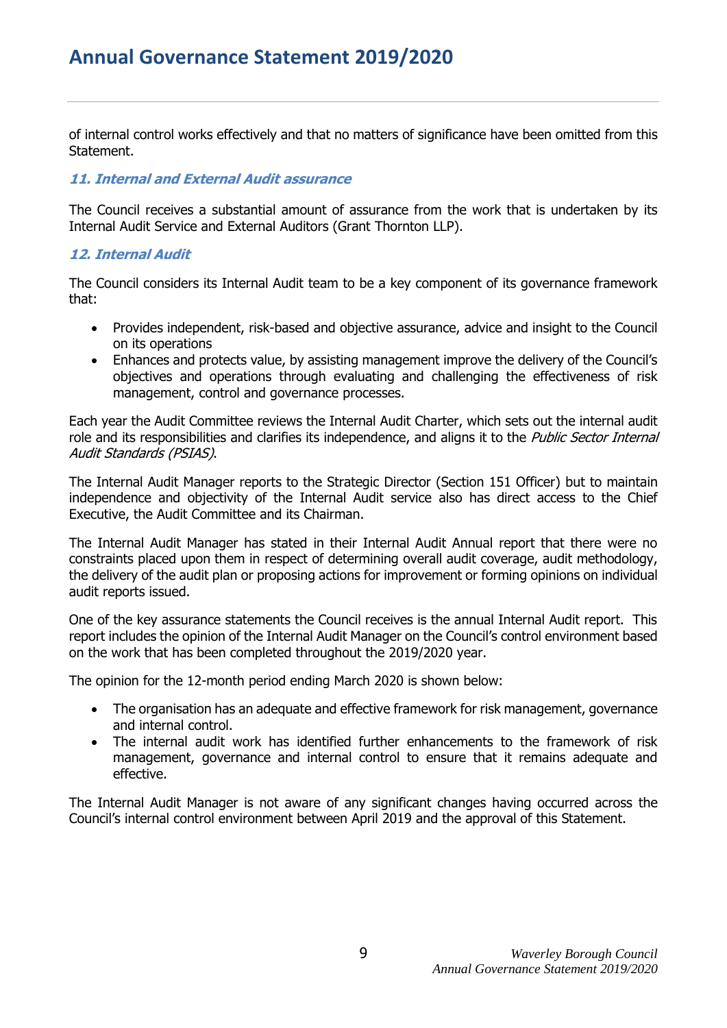of internal control works effectively and that no matters of significance have been omitted from this Statement.

### *11. Internal and External Audit assurance*

The Council receives a substantial amount of assurance from the work that is undertaken by its Internal Audit Service and External Auditors (Grant Thornton LLP).

### *12. Internal Audit*

The Council considers its Internal Audit team to be a key component of its governance framework that:

- Provides independent, risk-based and objective assurance, advice and insight to the Council on its operations
- Enhances and protects value, by assisting management improve the delivery of the Council's objectives and operations through evaluating and challenging the effectiveness of risk management, control and governance processes.

Each year the Audit Committee reviews the Internal Audit Charter, which sets out the internal audit role and its responsibilities and clarifies its independence, and aligns it to the *Public Sector Internal Audit Standards (PSIAS)*.

The Internal Audit Manager reports to the Strategic Director (Section 151 Officer) but to maintain independence and objectivity of the Internal Audit service also has direct access to the Chief Executive, the Audit Committee and its Chairman.

The Internal Audit Manager has stated in their Internal Audit Annual report that there were no constraints placed upon them in respect of determining overall audit coverage, audit methodology, the delivery of the audit plan or proposing actions for improvement or forming opinions on individual audit reports issued.

One of the key assurance statements the Council receives is the annual Internal Audit report. This report includes the opinion of the Internal Audit Manager on the Council's control environment based on the work that has been completed throughout the 2019/2020 year.

The opinion for the 12-month period ending March 2020 is shown below:

- The organisation has an adequate and effective framework for risk management, governance and internal control.
- The internal audit work has identified further enhancements to the framework of risk management, governance and internal control to ensure that it remains adequate and effective.

The Internal Audit Manager is not aware of any significant changes having occurred across the Council's internal control environment between April 2019 and the approval of this Statement.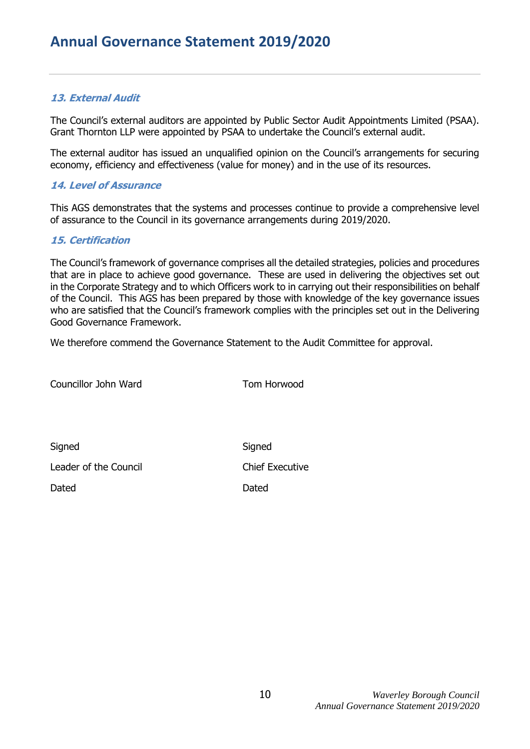### *13. External Audit*

The Council's external auditors are appointed by Public Sector Audit Appointments Limited (PSAA). Grant Thornton LLP were appointed by PSAA to undertake the Council's external audit.

The external auditor has issued an unqualified opinion on the Council's arrangements for securing economy, efficiency and effectiveness (value for money) and in the use of its resources.

### *14. Level of Assurance*

This AGS demonstrates that the systems and processes continue to provide a comprehensive level of assurance to the Council in its governance arrangements during 2019/2020.

### *15. Certification*

The Council's framework of governance comprises all the detailed strategies, policies and procedures that are in place to achieve good governance. These are used in delivering the objectives set out in the Corporate Strategy and to which Officers work to in carrying out their responsibilities on behalf of the Council. This AGS has been prepared by those with knowledge of the key governance issues who are satisfied that the Council's framework complies with the principles set out in the Delivering Good Governance Framework.

We therefore commend the Governance Statement to the Audit Committee for approval.

| | |
|---|---|
| Councillor John Ward | Tom Horwood |
| Signed | Signed |
| Leader of the Council | Chief Executive |
| Dated | Dated |